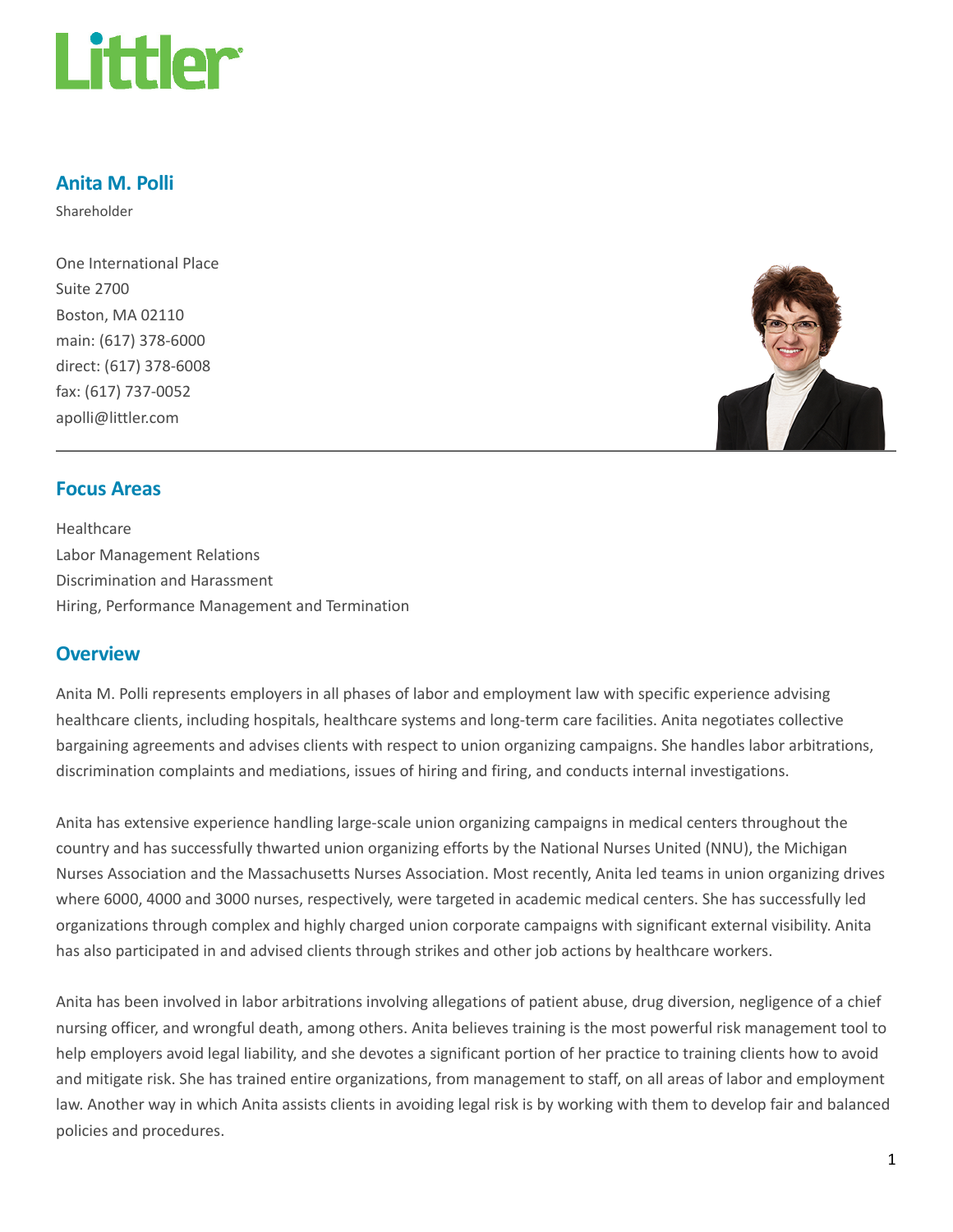# Anita M. Polli

Shareholder

One International Place
Suite 2700
Boston, MA 02110
main: (617) 378-6000
direct: (617) 378-6008
fax: (617) 737-0052
apolli@littler.com

## Focus Areas

Healthcare
Labor Management Relations
Discrimination and Harassment
Hiring, Performance Management and Termination

## Overview

Anita M. Polli represents employers in all phases of labor and employment law with specific experience advising healthcare clients, including hospitals, healthcare systems and long-term care facilities. Anita negotiates collective bargaining agreements and advises clients with respect to union organizing campaigns. She handles labor arbitrations, discrimination complaints and mediations, issues of hiring and firing, and conducts internal investigations.

Anita has extensive experience handling large-scale union organizing campaigns in medical centers throughout the country and has successfully thwarted union organizing efforts by the National Nurses United (NNU), the Michigan Nurses Association and the Massachusetts Nurses Association. Most recently, Anita led teams in union organizing drives where 6000, 4000 and 3000 nurses, respectively, were targeted in academic medical centers. She has successfully led organizations through complex and highly charged union corporate campaigns with significant external visibility. Anita has also participated in and advised clients through strikes and other job actions by healthcare workers.

Anita has been involved in labor arbitrations involving allegations of patient abuse, drug diversion, negligence of a chief nursing officer, and wrongful death, among others. Anita believes training is the most powerful risk management tool to help employers avoid legal liability, and she devotes a significant portion of her practice to training clients how to avoid and mitigate risk. She has trained entire organizations, from management to staff, on all areas of labor and employment law. Another way in which Anita assists clients in avoiding legal risk is by working with them to develop fair and balanced policies and procedures.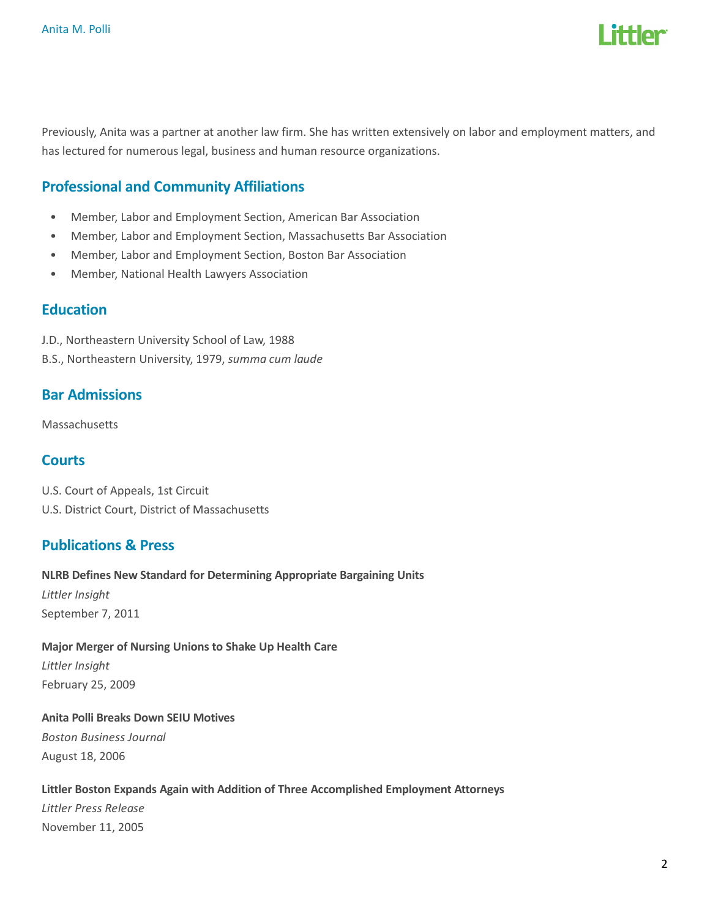Previously, Anita was a partner at another law firm. She has written extensively on labor and employment matters, and has lectured for numerous legal, business and human resource organizations.

## Professional and Community Affiliations

- Member, Labor and Employment Section, American Bar Association
- Member, Labor and Employment Section, Massachusetts Bar Association
- Member, Labor and Employment Section, Boston Bar Association
- Member, National Health Lawyers Association

## Education

J.D., Northeastern University School of Law, 1988
B.S., Northeastern University, 1979, *summa cum laude*

## Bar Admissions

Massachusetts

## Courts

U.S. Court of Appeals, 1st Circuit
U.S. District Court, District of Massachusetts

## Publications & Press

**NLRB Defines New Standard for Determining Appropriate Bargaining Units**
*Littler Insight*
September 7, 2011

**Major Merger of Nursing Unions to Shake Up Health Care**
*Littler Insight*
February 25, 2009

**Anita Polli Breaks Down SEIU Motives**
*Boston Business Journal*
August 18, 2006

**Littler Boston Expands Again with Addition of Three Accomplished Employment Attorneys**
*Littler Press Release*
November 11, 2005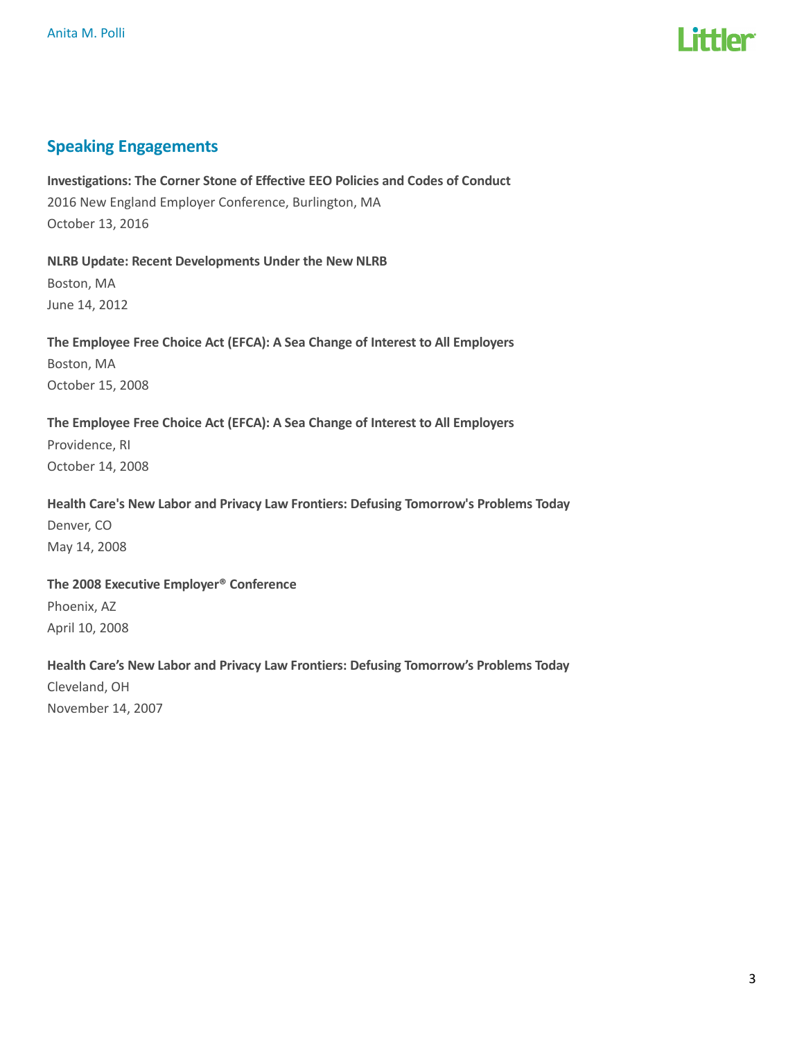## Speaking Engagements

**Investigations: The Corner Stone of Effective EEO Policies and Codes of Conduct**
2016 New England Employer Conference, Burlington, MA
October 13, 2016

**NLRB Update: Recent Developments Under the New NLRB**
Boston, MA
June 14, 2012

**The Employee Free Choice Act (EFCA): A Sea Change of Interest to All Employers**
Boston, MA
October 15, 2008

**The Employee Free Choice Act (EFCA): A Sea Change of Interest to All Employers**
Providence, RI
October 14, 2008

**Health Care's New Labor and Privacy Law Frontiers: Defusing Tomorrow's Problems Today**
Denver, CO
May 14, 2008

**The 2008 Executive Employer® Conference**
Phoenix, AZ
April 10, 2008

**Health Care's New Labor and Privacy Law Frontiers: Defusing Tomorrow's Problems Today**
Cleveland, OH
November 14, 2007